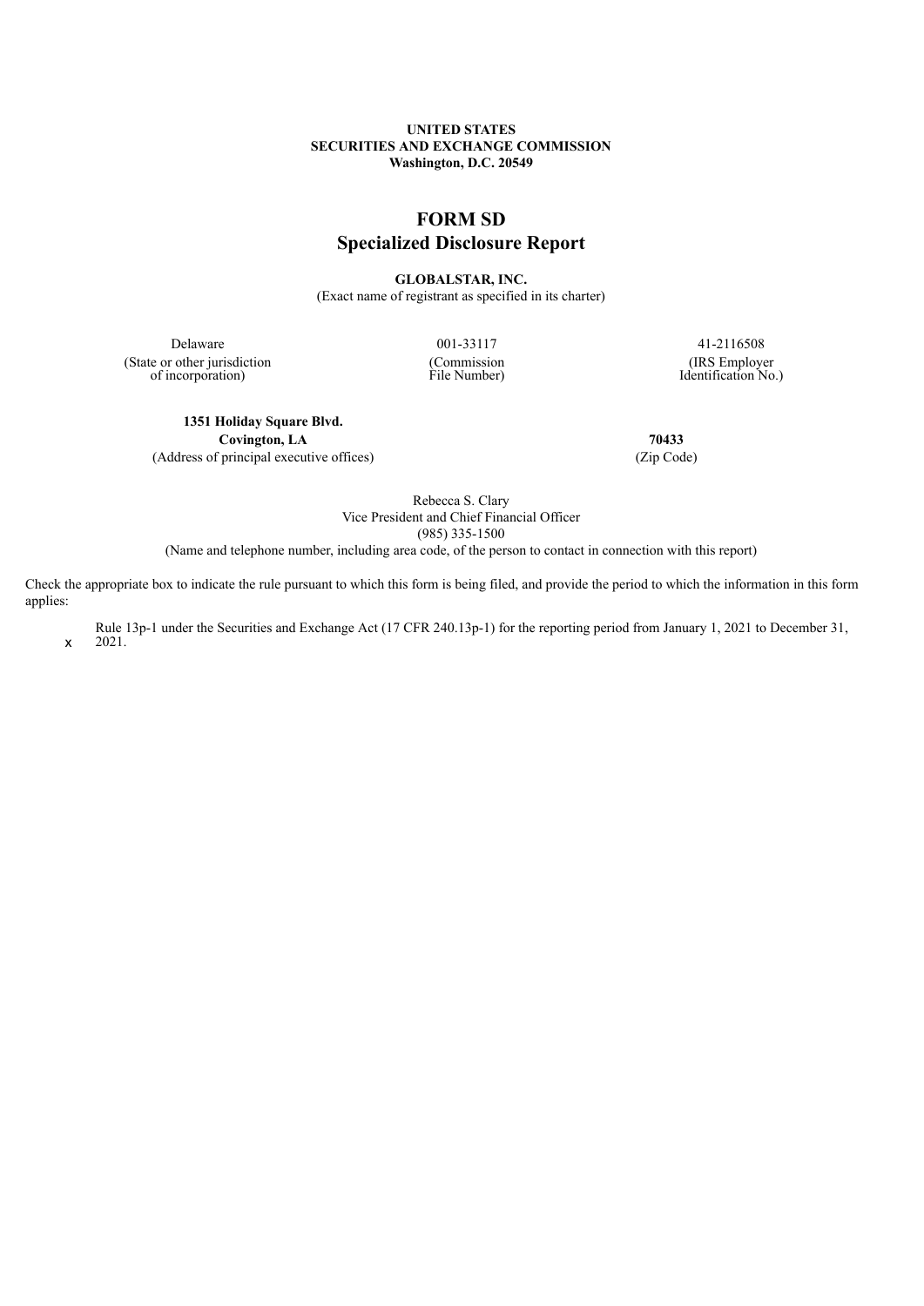**UNITED STATES**
**SECURITIES AND EXCHANGE COMMISSION**
**Washington, D.C. 20549**

# FORM SD
## Specialized Disclosure Report

**GLOBALSTAR, INC.**
(Exact name of registrant as specified in its charter)

| Delaware | 001-33117 | 41-2116508 |
|---|---|---|
| (State or other jurisdiction of incorporation) | (Commission File Number) | (IRS Employer Identification No.) |

| **1351 Holiday Square Blvd.**<br>**Covington, LA** | **70433** |
|---|---|
| (Address of principal executive offices) | (Zip Code) |

Rebecca S. Clary
Vice President and Chief Financial Officer
(985) 335-1500
(Name and telephone number, including area code, of the person to contact in connection with this report)

Check the appropriate box to indicate the rule pursuant to which this form is being filed, and provide the period to which the information in this form applies:

x Rule 13p-1 under the Securities and Exchange Act (17 CFR 240.13p-1) for the reporting period from January 1, 2021 to December 31, 2021.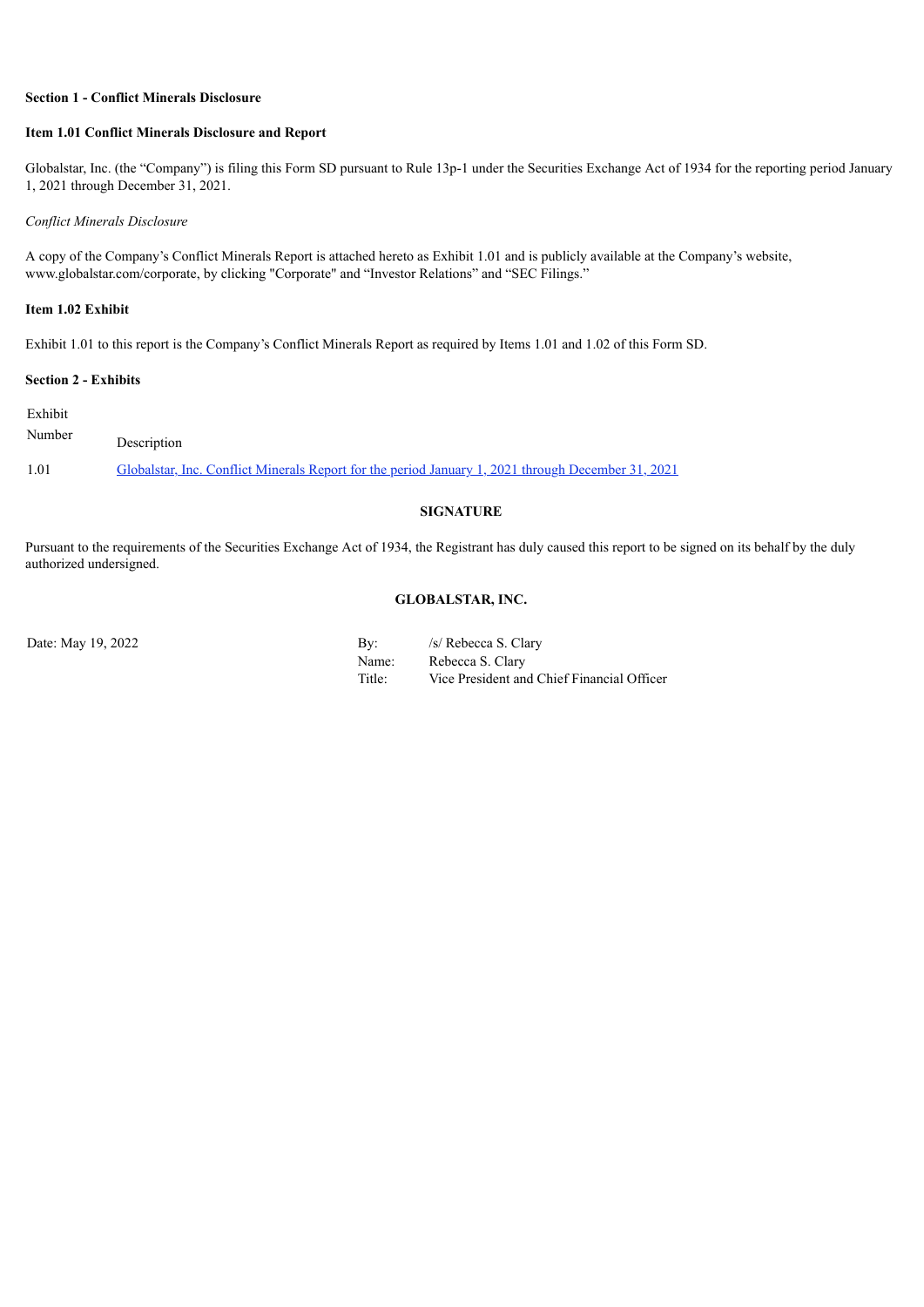**Section 1 - Conflict Minerals Disclosure**

**Item 1.01 Conflict Minerals Disclosure and Report**

Globalstar, Inc. (the "Company") is filing this Form SD pursuant to Rule 13p-1 under the Securities Exchange Act of 1934 for the reporting period January 1, 2021 through December 31, 2021.

*Conflict Minerals Disclosure*

A copy of the Company's Conflict Minerals Report is attached hereto as Exhibit 1.01 and is publicly available at the Company's website, www.globalstar.com/corporate, by clicking "Corporate" and "Investor Relations" and "SEC Filings."

**Item 1.02 Exhibit**

Exhibit 1.01 to this report is the Company's Conflict Minerals Report as required by Items 1.01 and 1.02 of this Form SD.

**Section 2 - Exhibits**

| Exhibit Number | Description |
| --- | --- |
| 1.01 | Globalstar, Inc. Conflict Minerals Report for the period January 1, 2021 through December 31, 2021 |

**SIGNATURE**

Pursuant to the requirements of the Securities Exchange Act of 1934, the Registrant has duly caused this report to be signed on its behalf by the duly authorized undersigned.

**GLOBALSTAR, INC.**

Date: May 19, 2022

By: /s/ Rebecca S. Clary
Name: Rebecca S. Clary
Title: Vice President and Chief Financial Officer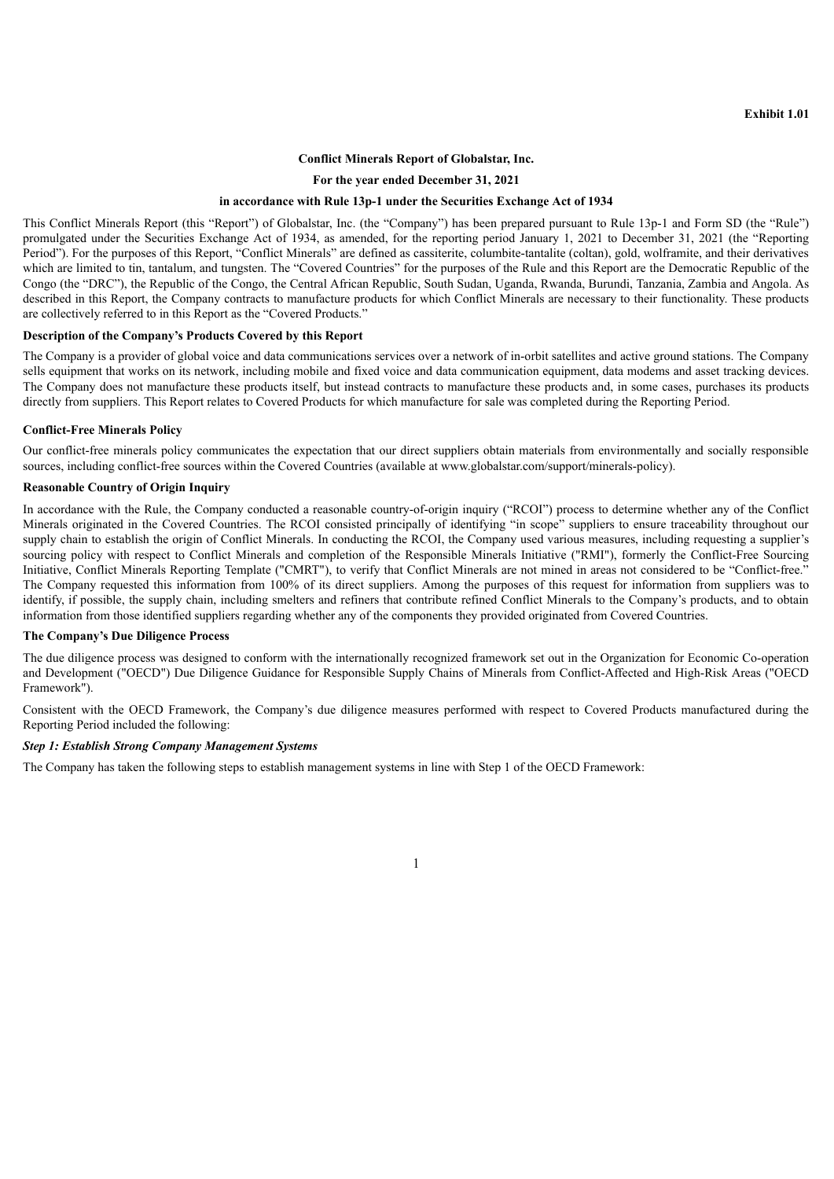**Exhibit 1.01**

**Conflict Minerals Report of Globalstar, Inc.**

**For the year ended December 31, 2021**

**in accordance with Rule 13p-1 under the Securities Exchange Act of 1934**

This Conflict Minerals Report (this "Report") of Globalstar, Inc. (the "Company") has been prepared pursuant to Rule 13p-1 and Form SD (the "Rule") promulgated under the Securities Exchange Act of 1934, as amended, for the reporting period January 1, 2021 to December 31, 2021 (the "Reporting Period"). For the purposes of this Report, "Conflict Minerals" are defined as cassiterite, columbite-tantalite (coltan), gold, wolframite, and their derivatives which are limited to tin, tantalum, and tungsten. The "Covered Countries" for the purposes of the Rule and this Report are the Democratic Republic of the Congo (the "DRC"), the Republic of the Congo, the Central African Republic, South Sudan, Uganda, Rwanda, Burundi, Tanzania, Zambia and Angola. As described in this Report, the Company contracts to manufacture products for which Conflict Minerals are necessary to their functionality. These products are collectively referred to in this Report as the "Covered Products."

**Description of the Company's Products Covered by this Report**

The Company is a provider of global voice and data communications services over a network of in-orbit satellites and active ground stations. The Company sells equipment that works on its network, including mobile and fixed voice and data communication equipment, data modems and asset tracking devices. The Company does not manufacture these products itself, but instead contracts to manufacture these products and, in some cases, purchases its products directly from suppliers. This Report relates to Covered Products for which manufacture for sale was completed during the Reporting Period.

**Conflict-Free Minerals Policy**

Our conflict-free minerals policy communicates the expectation that our direct suppliers obtain materials from environmentally and socially responsible sources, including conflict-free sources within the Covered Countries (available at www.globalstar.com/support/minerals-policy).

**Reasonable Country of Origin Inquiry**

In accordance with the Rule, the Company conducted a reasonable country-of-origin inquiry ("RCOI") process to determine whether any of the Conflict Minerals originated in the Covered Countries. The RCOI consisted principally of identifying "in scope" suppliers to ensure traceability throughout our supply chain to establish the origin of Conflict Minerals. In conducting the RCOI, the Company used various measures, including requesting a supplier's sourcing policy with respect to Conflict Minerals and completion of the Responsible Minerals Initiative ("RMI"), formerly the Conflict-Free Sourcing Initiative, Conflict Minerals Reporting Template ("CMRT"), to verify that Conflict Minerals are not mined in areas not considered to be "Conflict-free." The Company requested this information from 100% of its direct suppliers. Among the purposes of this request for information from suppliers was to identify, if possible, the supply chain, including smelters and refiners that contribute refined Conflict Minerals to the Company's products, and to obtain information from those identified suppliers regarding whether any of the components they provided originated from Covered Countries.

**The Company's Due Diligence Process**

The due diligence process was designed to conform with the internationally recognized framework set out in the Organization for Economic Co-operation and Development ("OECD") Due Diligence Guidance for Responsible Supply Chains of Minerals from Conflict-Affected and High-Risk Areas ("OECD Framework").

Consistent with the OECD Framework, the Company's due diligence measures performed with respect to Covered Products manufactured during the Reporting Period included the following:

***Step 1: Establish Strong Company Management Systems***

The Company has taken the following steps to establish management systems in line with Step 1 of the OECD Framework: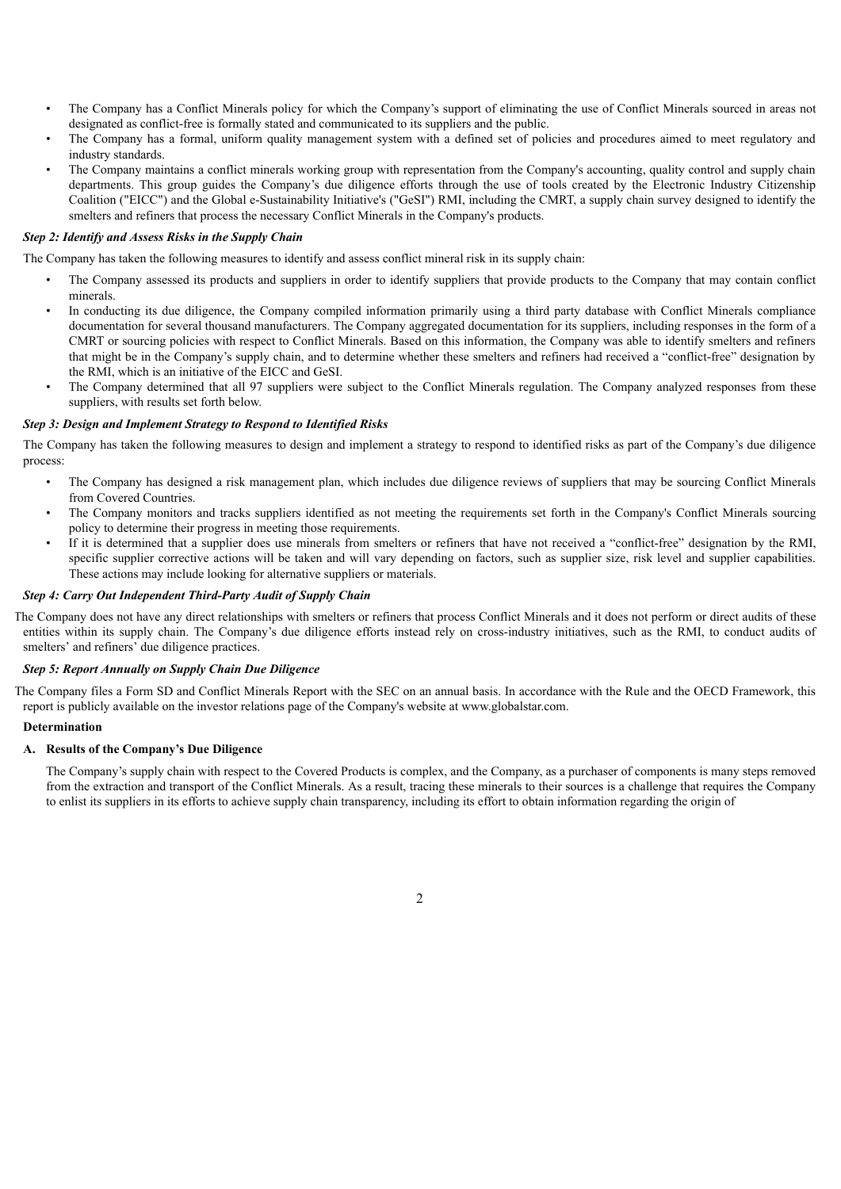- The Company has a Conflict Minerals policy for which the Company's support of eliminating the use of Conflict Minerals sourced in areas not designated as conflict-free is formally stated and communicated to its suppliers and the public.
- The Company has a formal, uniform quality management system with a defined set of policies and procedures aimed to meet regulatory and industry standards.
- The Company maintains a conflict minerals working group with representation from the Company's accounting, quality control and supply chain departments. This group guides the Company's due diligence efforts through the use of tools created by the Electronic Industry Citizenship Coalition ("EICC") and the Global e-Sustainability Initiative's ("GeSI") RMI, including the CMRT, a supply chain survey designed to identify the smelters and refiners that process the necessary Conflict Minerals in the Company's products.

***Step 2: Identify and Assess Risks in the Supply Chain***

The Company has taken the following measures to identify and assess conflict mineral risk in its supply chain:

- The Company assessed its products and suppliers in order to identify suppliers that provide products to the Company that may contain conflict minerals.
- In conducting its due diligence, the Company compiled information primarily using a third party database with Conflict Minerals compliance documentation for several thousand manufacturers. The Company aggregated documentation for its suppliers, including responses in the form of a CMRT or sourcing policies with respect to Conflict Minerals. Based on this information, the Company was able to identify smelters and refiners that might be in the Company's supply chain, and to determine whether these smelters and refiners had received a "conflict-free" designation by the RMI, which is an initiative of the EICC and GeSI.
- The Company determined that all 97 suppliers were subject to the Conflict Minerals regulation. The Company analyzed responses from these suppliers, with results set forth below.

***Step 3: Design and Implement Strategy to Respond to Identified Risks***

The Company has taken the following measures to design and implement a strategy to respond to identified risks as part of the Company's due diligence process:

- The Company has designed a risk management plan, which includes due diligence reviews of suppliers that may be sourcing Conflict Minerals from Covered Countries.
- The Company monitors and tracks suppliers identified as not meeting the requirements set forth in the Company's Conflict Minerals sourcing policy to determine their progress in meeting those requirements.
- If it is determined that a supplier does use minerals from smelters or refiners that have not received a "conflict-free" designation by the RMI, specific supplier corrective actions will be taken and will vary depending on factors, such as supplier size, risk level and supplier capabilities. These actions may include looking for alternative suppliers or materials.

***Step 4: Carry Out Independent Third-Party Audit of Supply Chain***

The Company does not have any direct relationships with smelters or refiners that process Conflict Minerals and it does not perform or direct audits of these entities within its supply chain. The Company's due diligence efforts instead rely on cross-industry initiatives, such as the RMI, to conduct audits of smelters' and refiners' due diligence practices.

***Step 5: Report Annually on Supply Chain Due Diligence***

The Company files a Form SD and Conflict Minerals Report with the SEC on an annual basis. In accordance with the Rule and the OECD Framework, this report is publicly available on the investor relations page of the Company's website at www.globalstar.com.

**Determination**

**A. Results of the Company's Due Diligence**

The Company's supply chain with respect to the Covered Products is complex, and the Company, as a purchaser of components is many steps removed from the extraction and transport of the Conflict Minerals. As a result, tracing these minerals to their sources is a challenge that requires the Company to enlist its suppliers in its efforts to achieve supply chain transparency, including its effort to obtain information regarding the origin of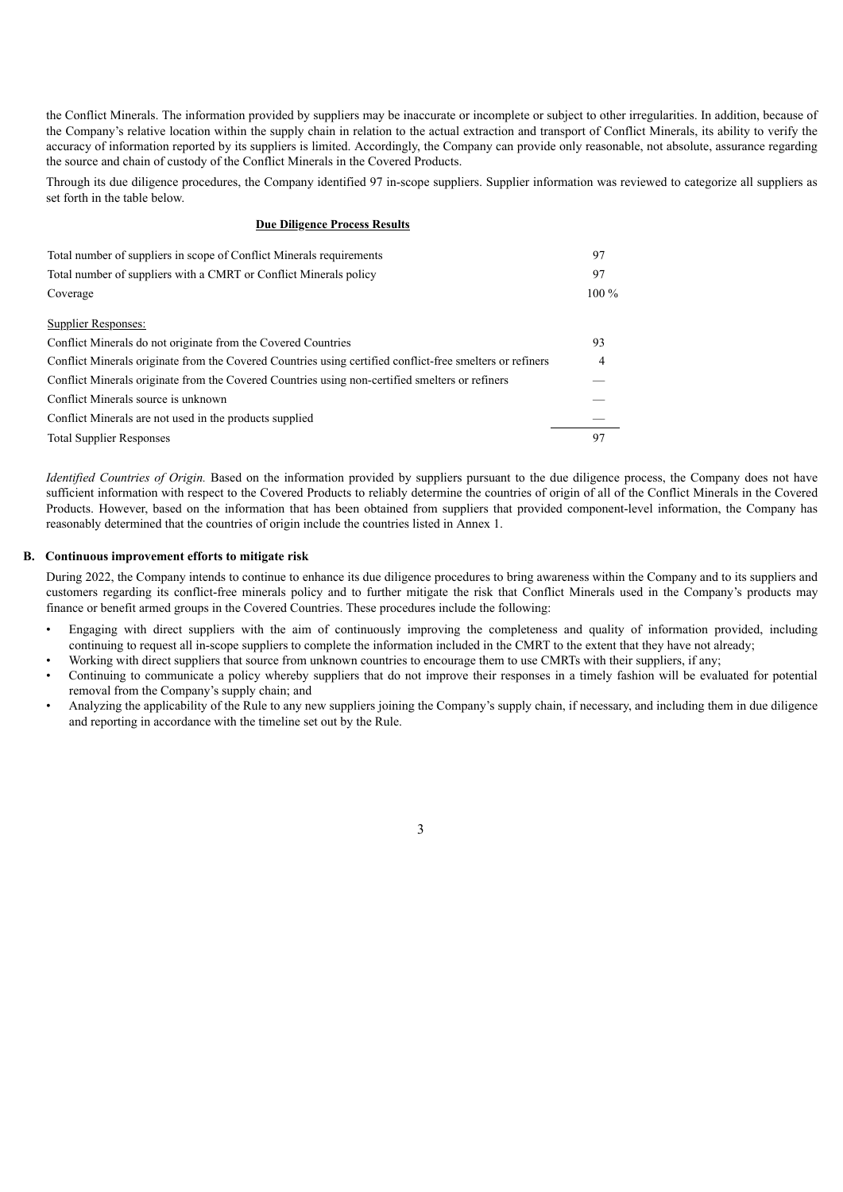the Conflict Minerals. The information provided by suppliers may be inaccurate or incomplete or subject to other irregularities. In addition, because of the Company's relative location within the supply chain in relation to the actual extraction and transport of Conflict Minerals, its ability to verify the accuracy of information reported by its suppliers is limited. Accordingly, the Company can provide only reasonable, not absolute, assurance regarding the source and chain of custody of the Conflict Minerals in the Covered Products.

Through its due diligence procedures, the Company identified 97 in-scope suppliers. Supplier information was reviewed to categorize all suppliers as set forth in the table below.

**Due Diligence Process Results**

| | |
|---|---|
| Total number of suppliers in scope of Conflict Minerals requirements | 97 |
| Total number of suppliers with a CMRT or Conflict Minerals policy | 97 |
| Coverage | 100 % |
| Supplier Responses: | |
| Conflict Minerals do not originate from the Covered Countries | 93 |
| Conflict Minerals originate from the Covered Countries using certified conflict-free smelters or refiners | 4 |
| Conflict Minerals originate from the Covered Countries using non-certified smelters or refiners | — |
| Conflict Minerals source is unknown | — |
| Conflict Minerals are not used in the products supplied | — |
| Total Supplier Responses | 97 |

*Identified Countries of Origin.* Based on the information provided by suppliers pursuant to the due diligence process, the Company does not have sufficient information with respect to the Covered Products to reliably determine the countries of origin of all of the Conflict Minerals in the Covered Products. However, based on the information that has been obtained from suppliers that provided component-level information, the Company has reasonably determined that the countries of origin include the countries listed in Annex 1.

### B. Continuous improvement efforts to mitigate risk

During 2022, the Company intends to continue to enhance its due diligence procedures to bring awareness within the Company and to its suppliers and customers regarding its conflict-free minerals policy and to further mitigate the risk that Conflict Minerals used in the Company's products may finance or benefit armed groups in the Covered Countries. These procedures include the following:

- Engaging with direct suppliers with the aim of continuously improving the completeness and quality of information provided, including continuing to request all in-scope suppliers to complete the information included in the CMRT to the extent that they have not already;
- Working with direct suppliers that source from unknown countries to encourage them to use CMRTs with their suppliers, if any;
- Continuing to communicate a policy whereby suppliers that do not improve their responses in a timely fashion will be evaluated for potential removal from the Company's supply chain; and
- Analyzing the applicability of the Rule to any new suppliers joining the Company's supply chain, if necessary, and including them in due diligence and reporting in accordance with the timeline set out by the Rule.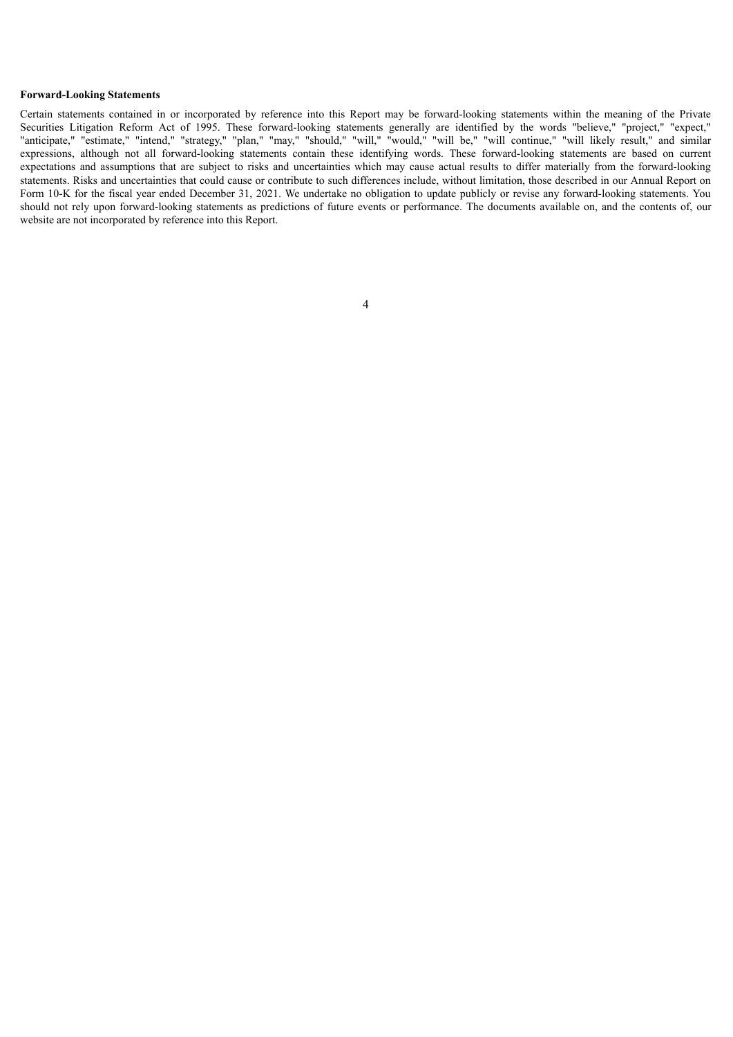**Forward-Looking Statements**

Certain statements contained in or incorporated by reference into this Report may be forward-looking statements within the meaning of the Private Securities Litigation Reform Act of 1995. These forward-looking statements generally are identified by the words "believe," "project," "expect," "anticipate," "estimate," "intend," "strategy," "plan," "may," "should," "will," "would," "will be," "will continue," "will likely result," and similar expressions, although not all forward-looking statements contain these identifying words. These forward-looking statements are based on current expectations and assumptions that are subject to risks and uncertainties which may cause actual results to differ materially from the forward-looking statements. Risks and uncertainties that could cause or contribute to such differences include, without limitation, those described in our Annual Report on Form 10-K for the fiscal year ended December 31, 2021. We undertake no obligation to update publicly or revise any forward-looking statements. You should not rely upon forward-looking statements as predictions of future events or performance. The documents available on, and the contents of, our website are not incorporated by reference into this Report.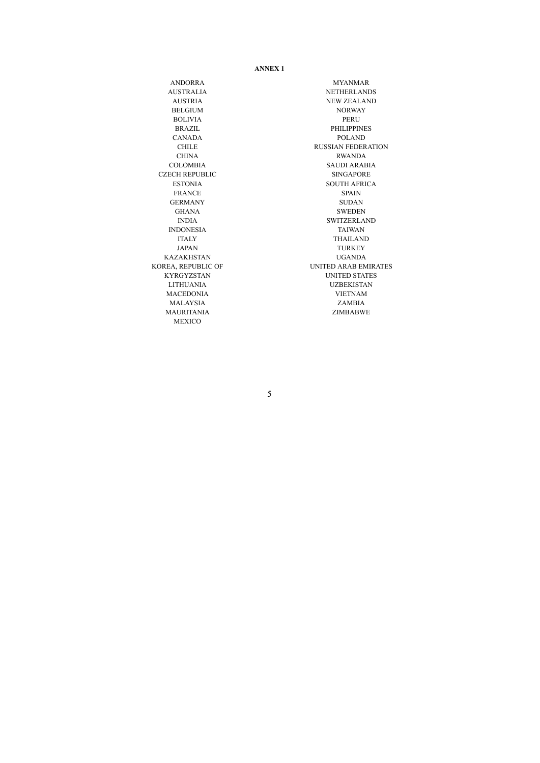**ANNEX 1**

ANDORRA
AUSTRALIA
AUSTRIA
BELGIUM
BOLIVIA
BRAZIL
CANADA
CHILE
CHINA
COLOMBIA
CZECH REPUBLIC
ESTONIA
FRANCE
GERMANY
GHANA
INDIA
INDONESIA
ITALY
JAPAN
KAZAKHSTAN
KOREA, REPUBLIC OF
KYRGYZSTAN
LITHUANIA
MACEDONIA
MALAYSIA
MAURITANIA
MEXICO
MYANMAR
NETHERLANDS
NEW ZEALAND
NORWAY
PERU
PHILIPPINES
POLAND
RUSSIAN FEDERATION
RWANDA
SAUDI ARABIA
SINGAPORE
SOUTH AFRICA
SPAIN
SUDAN
SWEDEN
SWITZERLAND
TAIWAN
THAILAND
TURKEY
UGANDA
UNITED ARAB EMIRATES
UNITED STATES
UZBEKISTAN
VIETNAM
ZAMBIA
ZIMBABWE